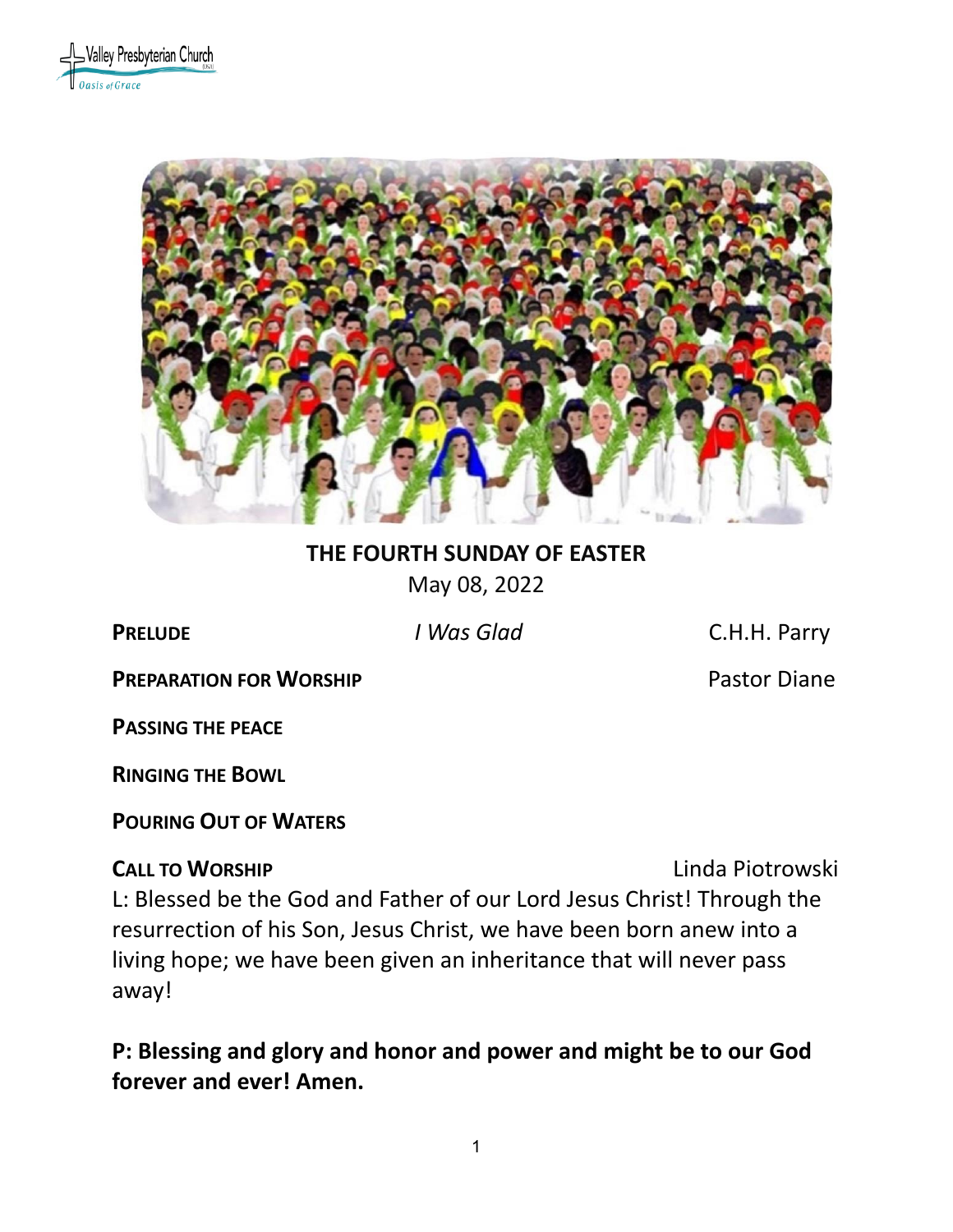Valley Presbyterian Church
Oasis of Grace

**THE FOURTH SUNDAY OF EASTER**
May 08, 2022

**PRELUDE** *I Was Glad* C.H.H. Parry

**PREPARATION FOR WORSHIP** Pastor Diane

**PASSING THE PEACE**

**RINGING THE BOWL**

**POURING OUT OF WATERS**

**CALL TO WORSHIP** Linda Piotrowski

L: Blessed be the God and Father of our Lord Jesus Christ! Through the resurrection of his Son, Jesus Christ, we have been born anew into a living hope; we have been given an inheritance that will never pass away!

**P: Blessing and glory and honor and power and might be to our God forever and ever! Amen.**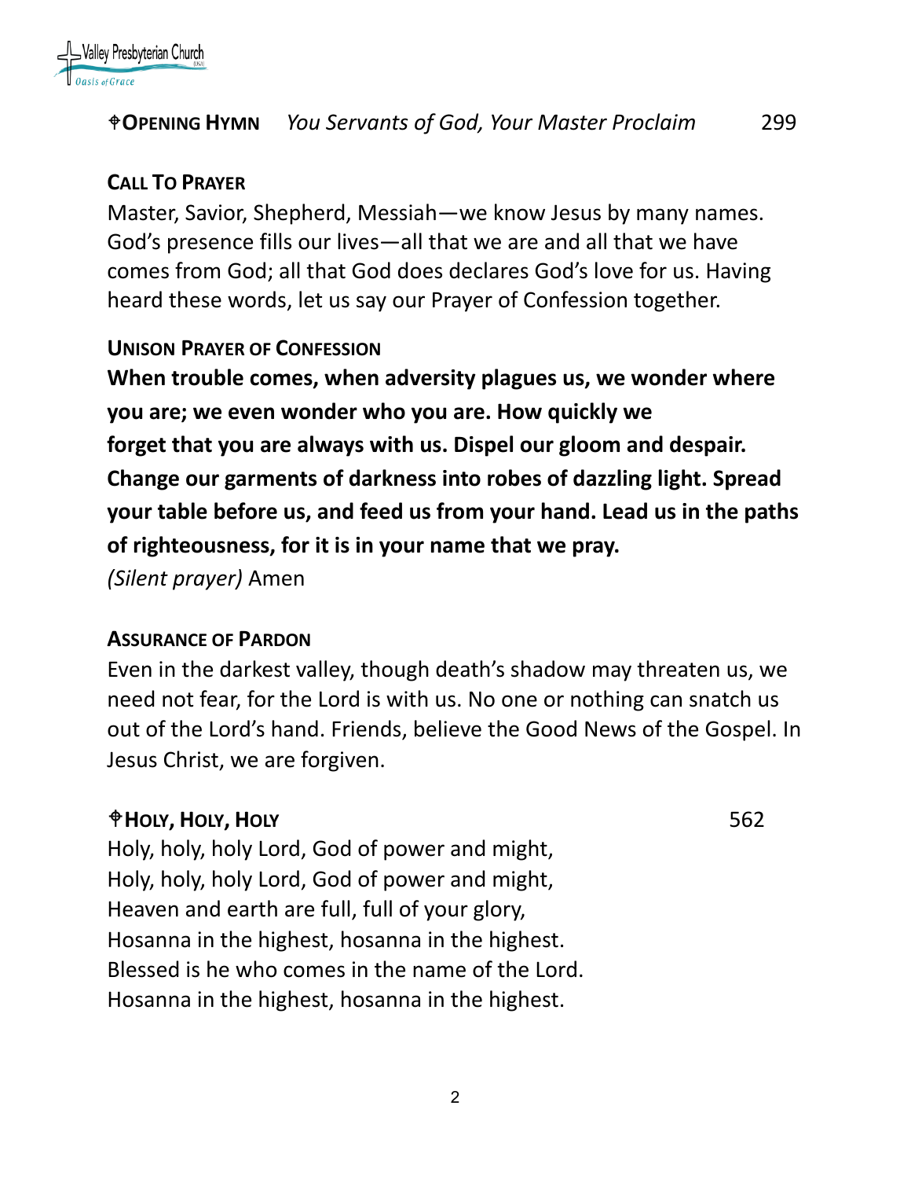**✟OPENING HYMN** *You Servants of God, Your Master Proclaim* 299

**CALL TO PRAYER**

Master, Savior, Shepherd, Messiah—we know Jesus by many names. God's presence fills our lives—all that we are and all that we have comes from God; all that God does declares God's love for us. Having heard these words, let us say our Prayer of Confession together.

**UNISON PRAYER OF CONFESSION**

**When trouble comes, when adversity plagues us, we wonder where you are; we even wonder who you are. How quickly we forget that you are always with us. Dispel our gloom and despair. Change our garments of darkness into robes of dazzling light. Spread your table before us, and feed us from your hand. Lead us in the paths of righteousness, for it is in your name that we pray.**

*(Silent prayer)* Amen

**ASSURANCE OF PARDON**

Even in the darkest valley, though death's shadow may threaten us, we need not fear, for the Lord is with us. No one or nothing can snatch us out of the Lord's hand. Friends, believe the Good News of the Gospel. In Jesus Christ, we are forgiven.

**✟HOLY, HOLY, HOLY** 562

Holy, holy, holy Lord, God of power and might,
Holy, holy, holy Lord, God of power and might,
Heaven and earth are full, full of your glory,
Hosanna in the highest, hosanna in the highest.
Blessed is he who comes in the name of the Lord.
Hosanna in the highest, hosanna in the highest.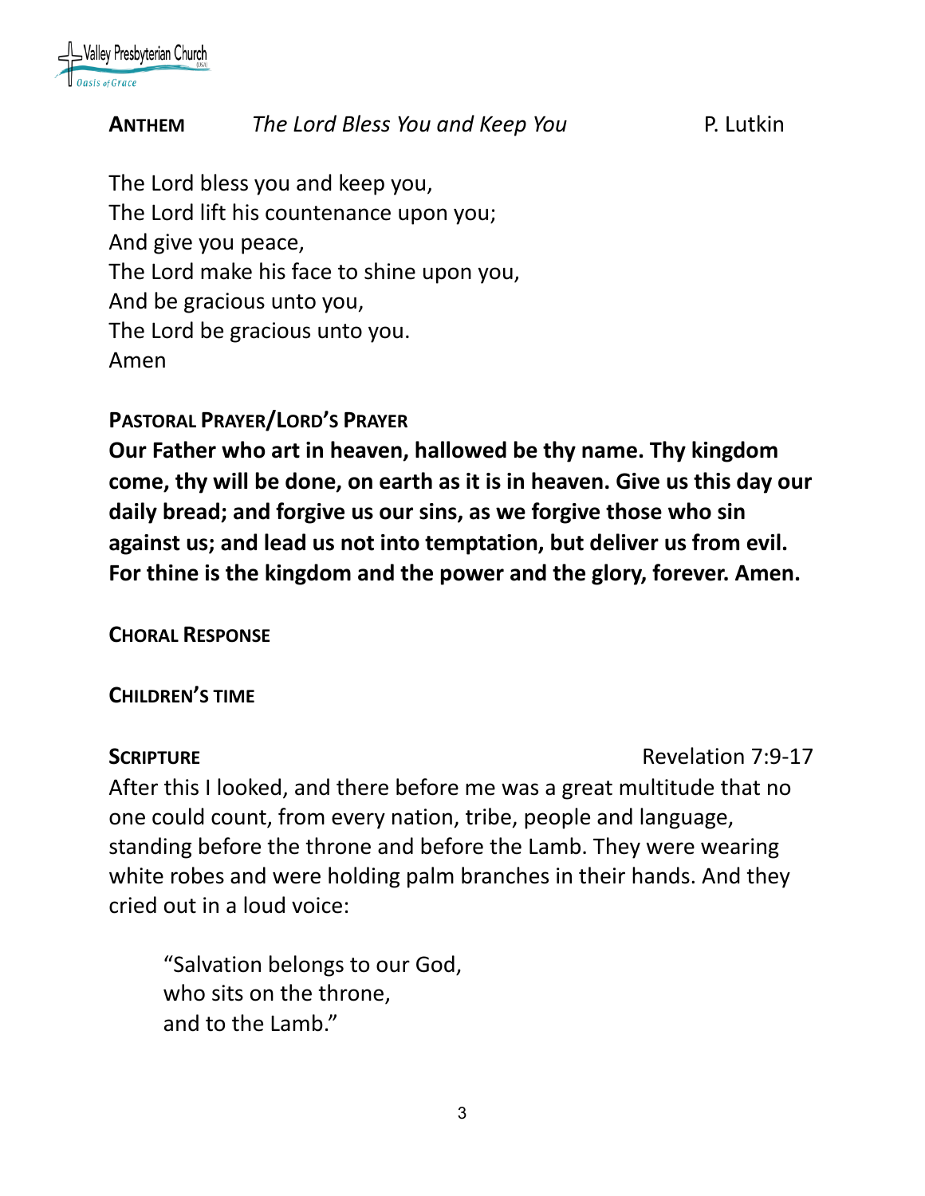**ANTHEM** *The Lord Bless You and Keep You* P. Lutkin

The Lord bless you and keep you,
The Lord lift his countenance upon you;
And give you peace,
The Lord make his face to shine upon you,
And be gracious unto you,
The Lord be gracious unto you.
Amen

**PASTORAL PRAYER/LORD'S PRAYER**

**Our Father who art in heaven, hallowed be thy name. Thy kingdom come, thy will be done, on earth as it is in heaven. Give us this day our daily bread; and forgive us our sins, as we forgive those who sin against us; and lead us not into temptation, but deliver us from evil. For thine is the kingdom and the power and the glory, forever. Amen.**

**CHORAL RESPONSE**

**CHILDREN'S TIME**

**SCRIPTURE** Revelation 7:9-17

After this I looked, and there before me was a great multitude that no one could count, from every nation, tribe, people and language, standing before the throne and before the Lamb. They were wearing white robes and were holding palm branches in their hands. And they cried out in a loud voice:

> "Salvation belongs to our God,
> who sits on the throne,
> and to the Lamb."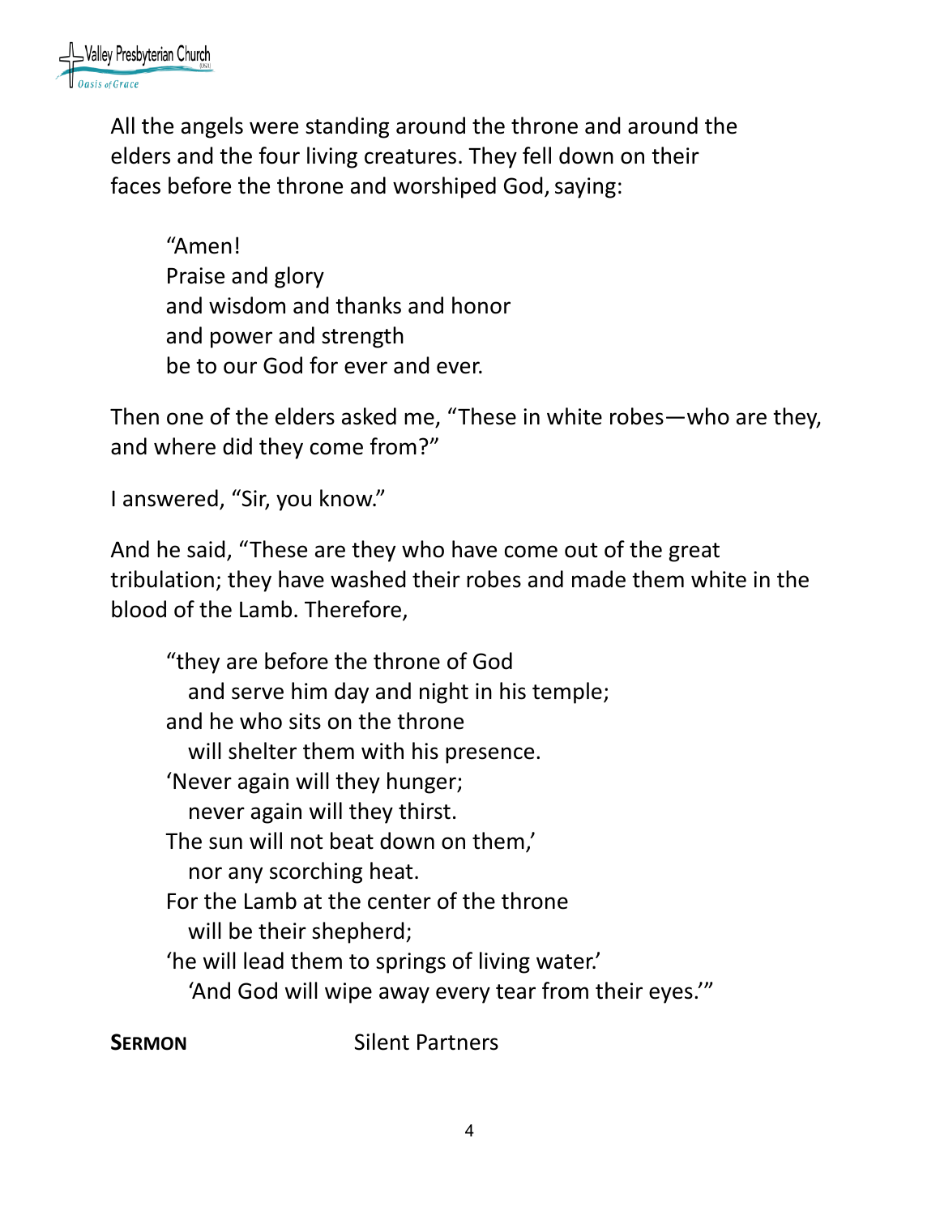All the angels were standing around the throne and around the elders and the four living creatures. They fell down on their faces before the throne and worshiped God, saying:

> "Amen!
> Praise and glory
> and wisdom and thanks and honor
> and power and strength
> be to our God for ever and ever.

Then one of the elders asked me, "These in white robes—who are they, and where did they come from?"

I answered, "Sir, you know."

And he said, "These are they who have come out of the great tribulation; they have washed their robes and made them white in the blood of the Lamb. Therefore,

> "they are before the throne of God
>   and serve him day and night in his temple;
> and he who sits on the throne
>   will shelter them with his presence.
> 'Never again will they hunger;
>   never again will they thirst.
> The sun will not beat down on them,'
>   nor any scorching heat.
> For the Lamb at the center of the throne
>   will be their shepherd;
> 'he will lead them to springs of living water.'
>   'And God will wipe away every tear from their eyes.'"

**SERMON** Silent Partners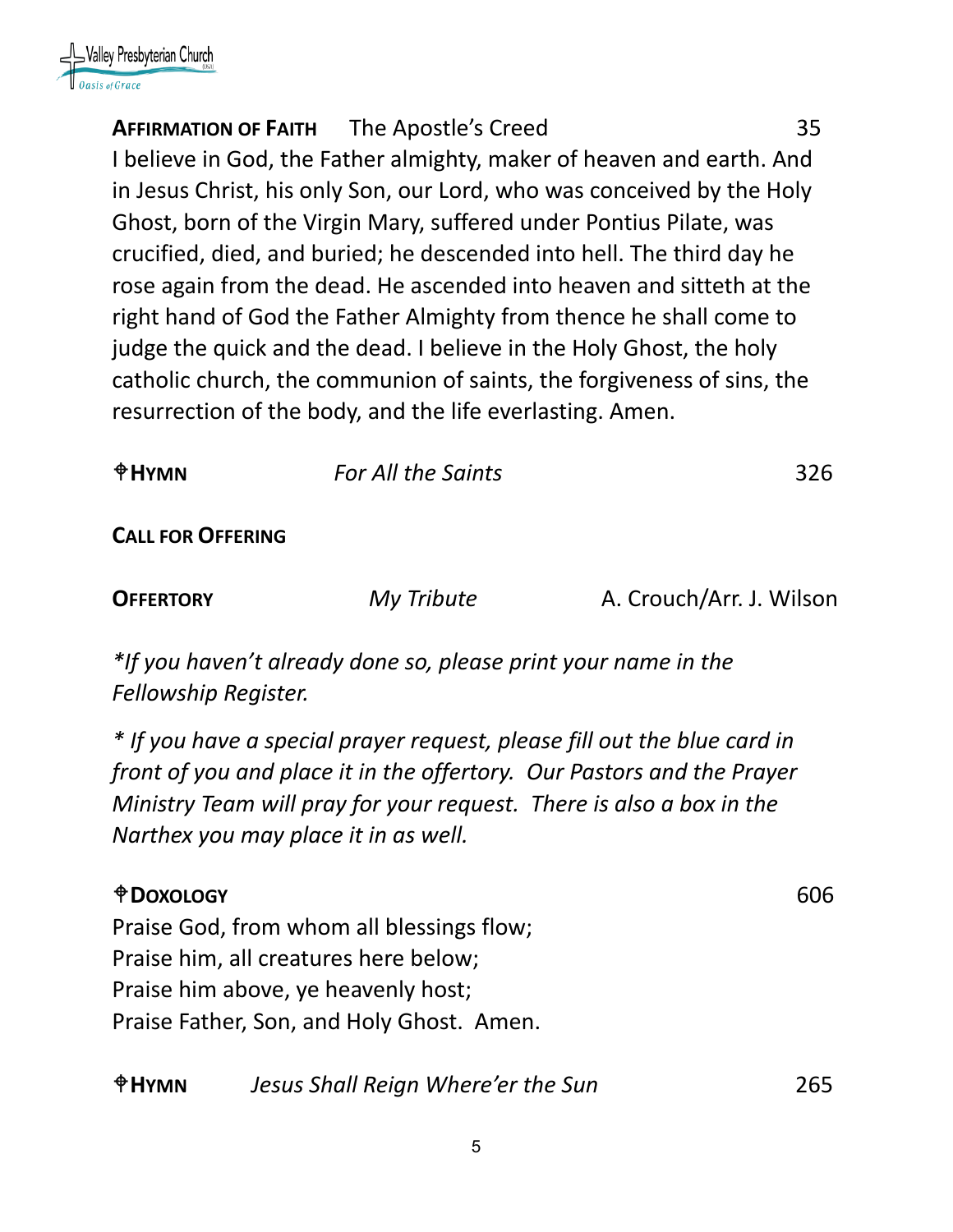**AFFIRMATION OF FAITH** The Apostle's Creed 35

I believe in God, the Father almighty, maker of heaven and earth. And in Jesus Christ, his only Son, our Lord, who was conceived by the Holy Ghost, born of the Virgin Mary, suffered under Pontius Pilate, was crucified, died, and buried; he descended into hell. The third day he rose again from the dead. He ascended into heaven and sitteth at the right hand of God the Father Almighty from thence he shall come to judge the quick and the dead. I believe in the Holy Ghost, the holy catholic church, the communion of saints, the forgiveness of sins, the resurrection of the body, and the life everlasting. Amen.

✠**HYMN** *For All the Saints* 326

**CALL FOR OFFERING**

**OFFERTORY** *My Tribute* A. Crouch/Arr. J. Wilson

*\*If you haven't already done so, please print your name in the Fellowship Register.*

*\* If you have a special prayer request, please fill out the blue card in front of you and place it in the offertory. Our Pastors and the Prayer Ministry Team will pray for your request. There is also a box in the Narthex you may place it in as well.*

✠**DOXOLOGY** 606

Praise God, from whom all blessings flow;
Praise him, all creatures here below;
Praise him above, ye heavenly host;
Praise Father, Son, and Holy Ghost. Amen.

✠**HYMN** *Jesus Shall Reign Where'er the Sun* 265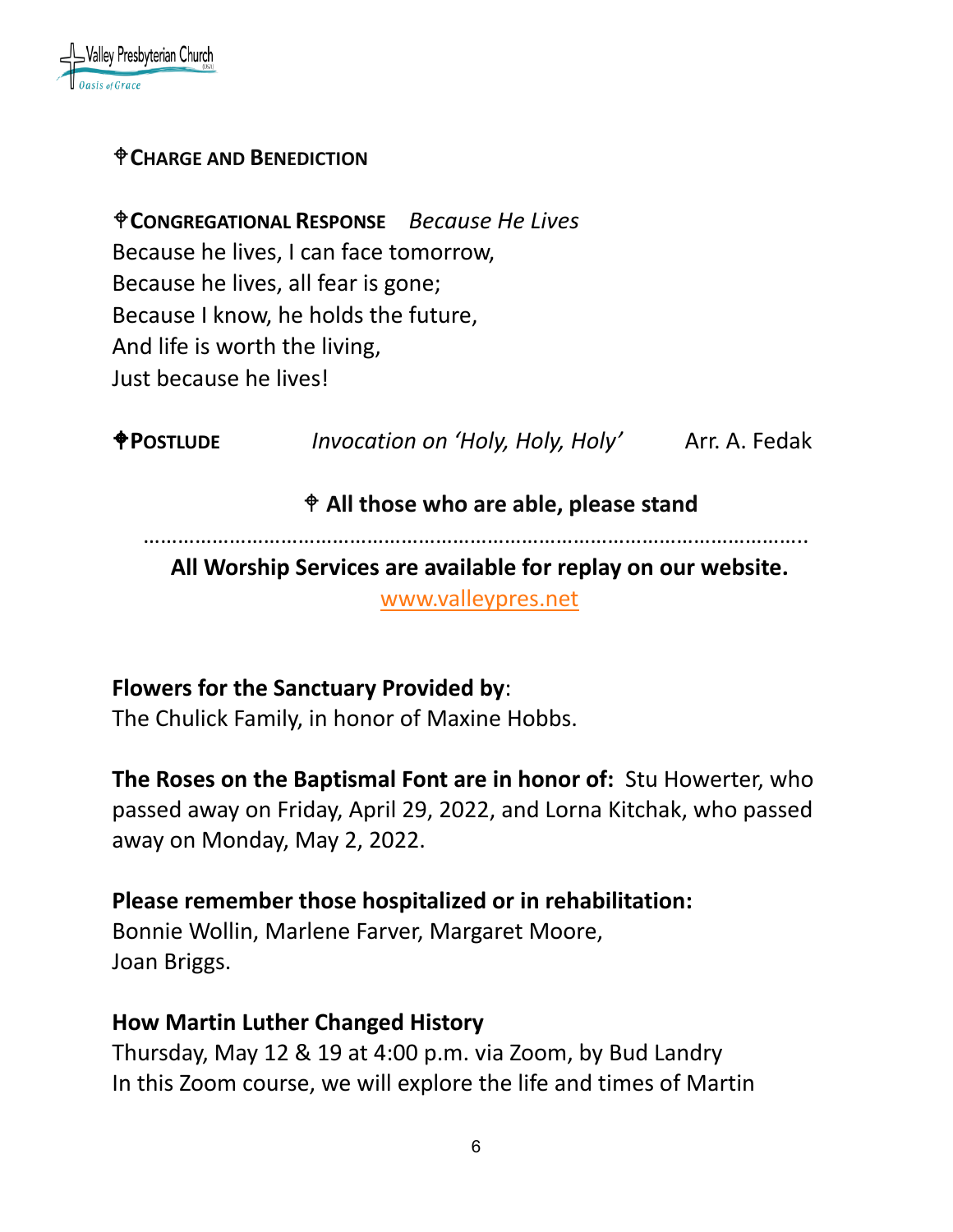**⌖CHARGE AND BENEDICTION**

**⌖CONGREGATIONAL RESPONSE** *Because He Lives*

Because he lives, I can face tomorrow,
Because he lives, all fear is gone;
Because I know, he holds the future,
And life is worth the living,
Just because he lives!

**⌖POSTLUDE** *Invocation on 'Holy, Holy, Holy'* Arr. A. Fedak

**⌖ All those who are able, please stand**

…………………………………………………………………………………………………..

**All Worship Services are available for replay on our website.**

www.valleypres.net

**Flowers for the Sanctuary Provided by**:
The Chulick Family, in honor of Maxine Hobbs.

**The Roses on the Baptismal Font are in honor of:** Stu Howerter, who passed away on Friday, April 29, 2022, and Lorna Kitchak, who passed away on Monday, May 2, 2022.

**Please remember those hospitalized or in rehabilitation:**
Bonnie Wollin, Marlene Farver, Margaret Moore,
Joan Briggs.

**How Martin Luther Changed History**
Thursday, May 12 & 19 at 4:00 p.m. via Zoom, by Bud Landry
In this Zoom course, we will explore the life and times of Martin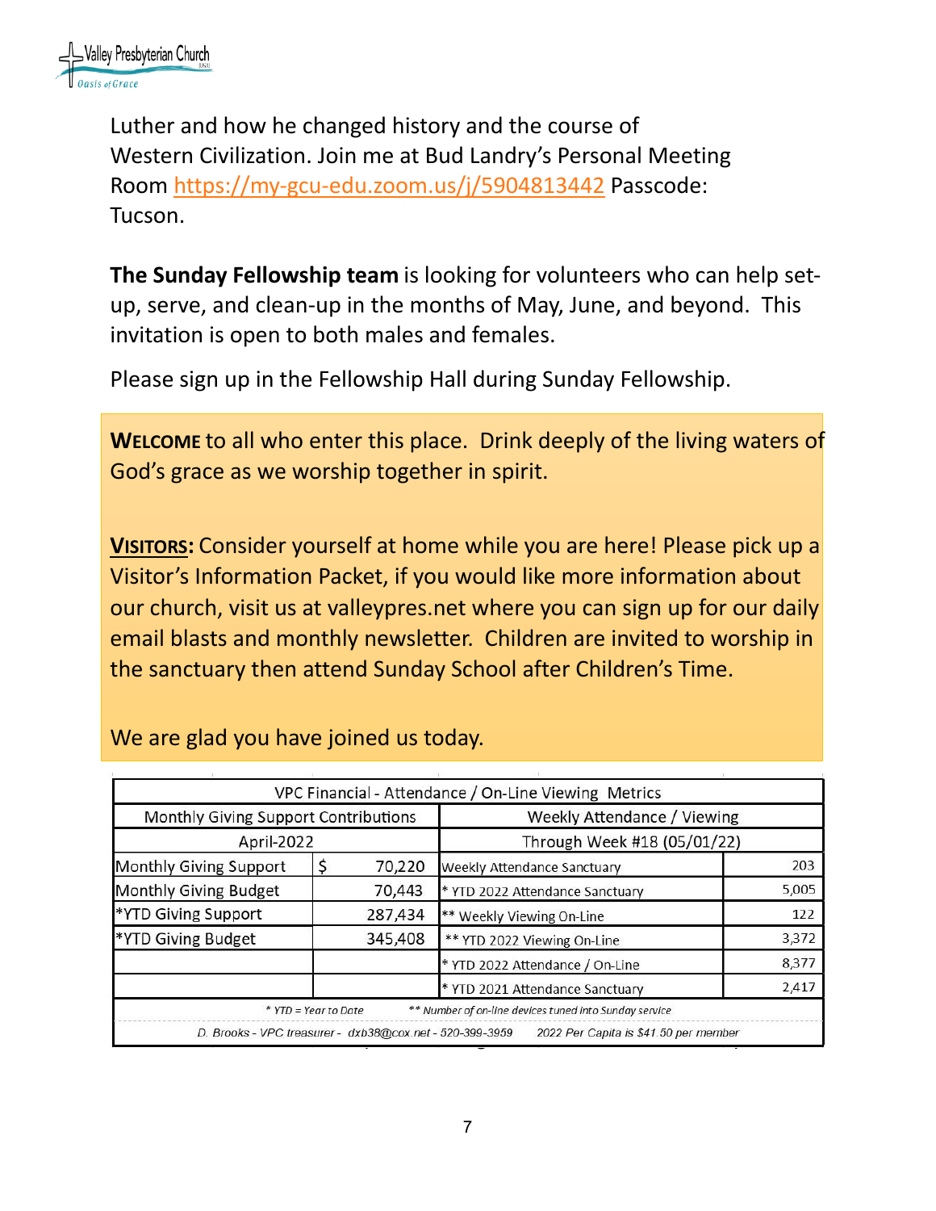Luther and how he changed history and the course of Western Civilization. Join me at Bud Landry's Personal Meeting Room https://my-gcu-edu.zoom.us/j/5904813442 Passcode: Tucson.

**The Sunday Fellowship team** is looking for volunteers who can help set-up, serve, and clean-up in the months of May, June, and beyond. This invitation is open to both males and females.

Please sign up in the Fellowship Hall during Sunday Fellowship.

**WELCOME** to all who enter this place. Drink deeply of the living waters of God's grace as we worship together in spirit.

**VISITORS:** Consider yourself at home while you are here! Please pick up a Visitor's Information Packet, if you would like more information about our church, visit us at valleypres.net where you can sign up for our daily email blasts and monthly newsletter. Children are invited to worship in the sanctuary then attend Sunday School after Children's Time.

We are glad you have joined us today.

| VPC Financial - Attendance / On-Line Viewing Metrics | | | |
|---|---|---|---|
| Monthly Giving Support Contributions | | Weekly Attendance / Viewing | |
| April-2022 | | Through Week #18 (05/01/22) | |
| Monthly Giving Support | $ 70,220 | Weekly Attendance Sanctuary | 203 |
| Monthly Giving Budget | 70,443 | * YTD 2022 Attendance Sanctuary | 5,005 |
| *YTD Giving Support | 287,434 | ** Weekly Viewing On-Line | 122 |
| *YTD Giving Budget | 345,408 | ** YTD 2022 Viewing On-Line | 3,372 |
| | | * YTD 2022 Attendance / On-Line | 8,377 |
| | | * YTD 2021 Attendance Sanctuary | 2,417 |

*\* YTD = Year to Date &nbsp;&nbsp;&nbsp; \*\* Number of on-line devices tuned into Sunday service*

*D. Brooks - VPC treasurer - dxb38@cox.net - 520-399-3959 &nbsp;&nbsp;&nbsp; 2022 Per Capita is $41.50 per member*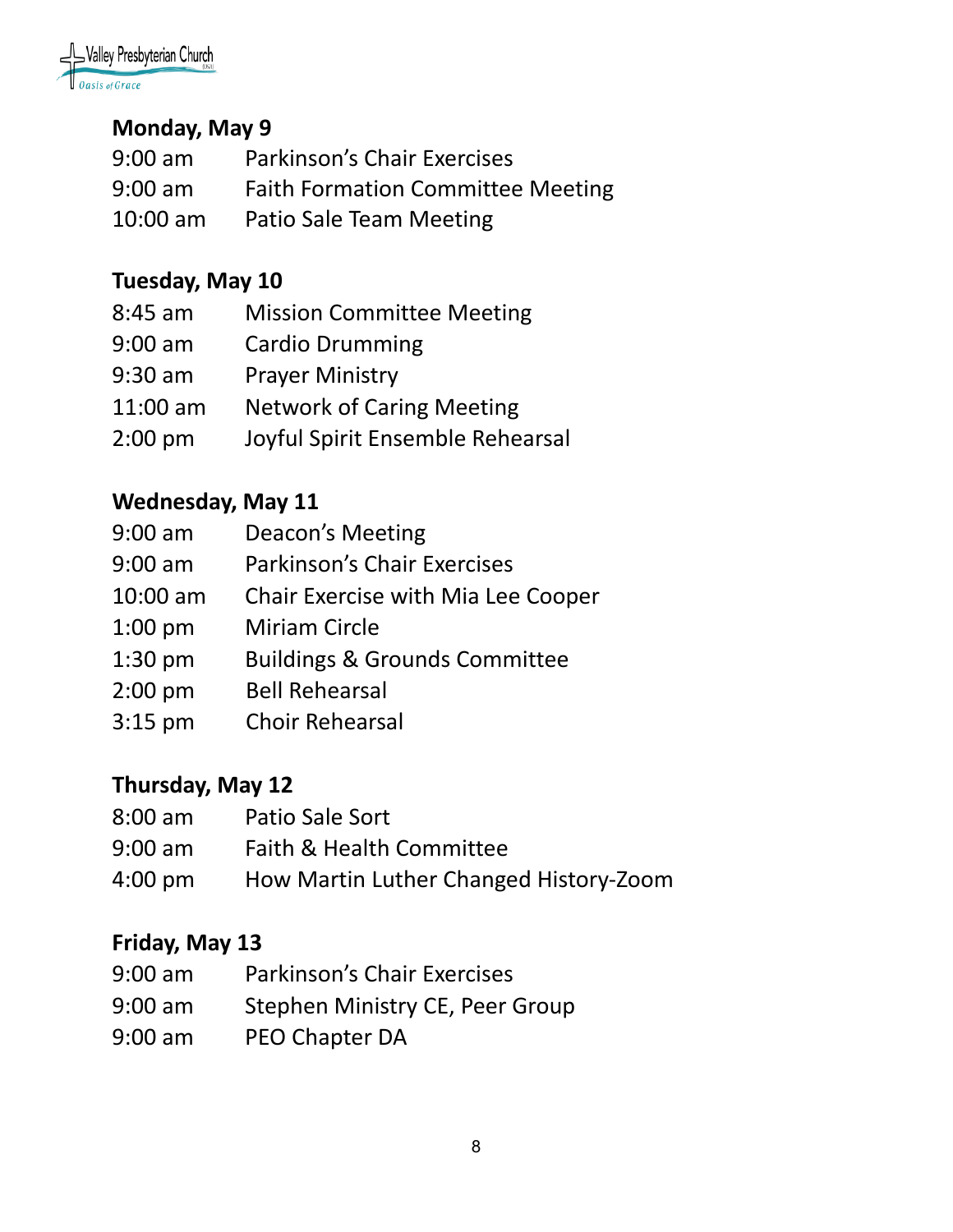**Monday, May 9**

9:00 am Parkinson's Chair Exercises
9:00 am Faith Formation Committee Meeting
10:00 am Patio Sale Team Meeting

**Tuesday, May 10**

8:45 am Mission Committee Meeting
9:00 am Cardio Drumming
9:30 am Prayer Ministry
11:00 am Network of Caring Meeting
2:00 pm Joyful Spirit Ensemble Rehearsal

**Wednesday, May 11**

9:00 am Deacon's Meeting
9:00 am Parkinson's Chair Exercises
10:00 am Chair Exercise with Mia Lee Cooper
1:00 pm Miriam Circle
1:30 pm Buildings & Grounds Committee
2:00 pm Bell Rehearsal
3:15 pm Choir Rehearsal

**Thursday, May 12**

8:00 am Patio Sale Sort
9:00 am Faith & Health Committee
4:00 pm How Martin Luther Changed History-Zoom

**Friday, May 13**

9:00 am Parkinson's Chair Exercises
9:00 am Stephen Ministry CE, Peer Group
9:00 am PEO Chapter DA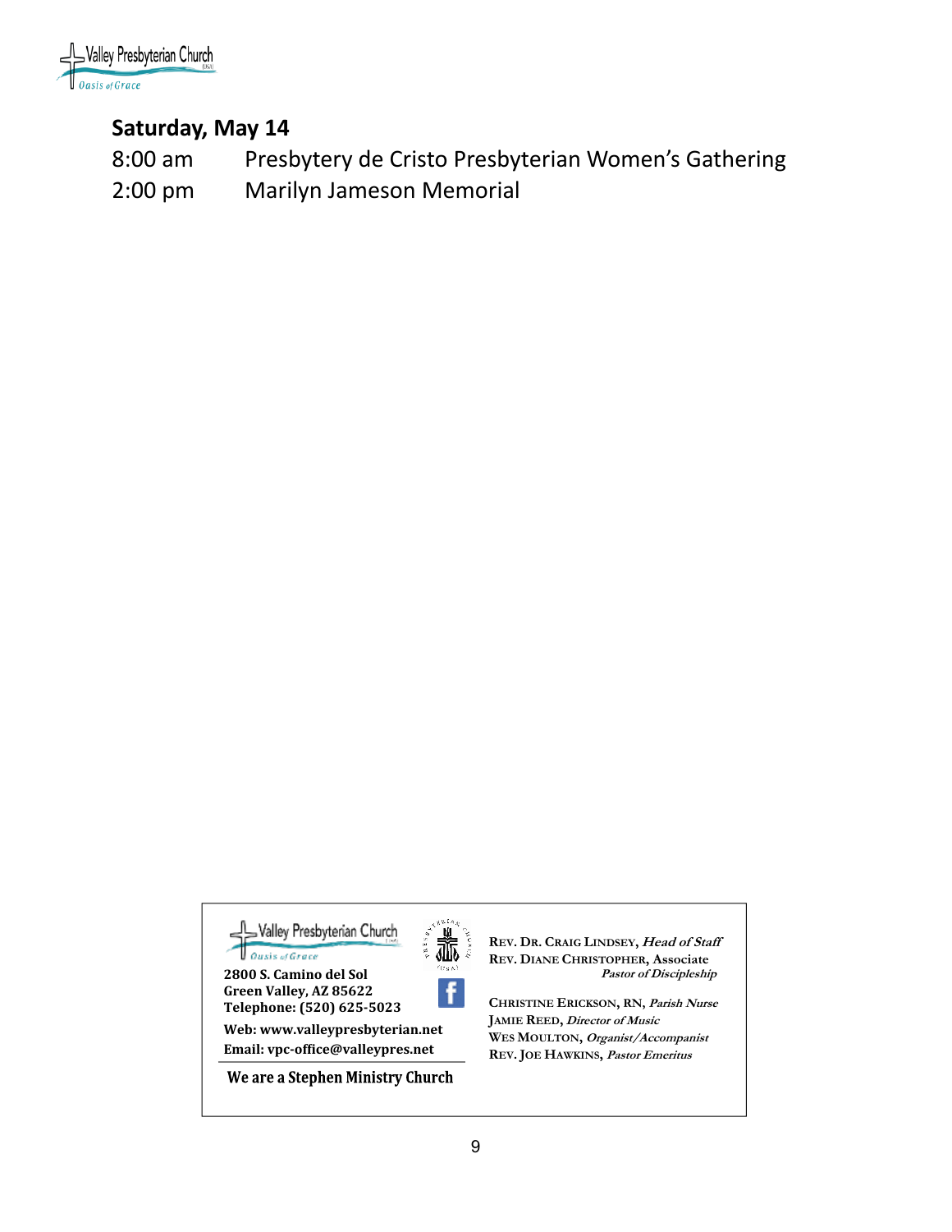## Saturday, May 14

| | |
|---|---|
| 8:00 am | Presbytery de Cristo Presbyterian Women's Gathering |
| 2:00 pm | Marilyn Jameson Memorial |

Valley Presbyterian Church
*Oasis of Grace*

**2800 S. Camino del Sol**
**Green Valley, AZ 85622**
**Telephone: (520) 625-5023**

**Web: www.valleypresbyterian.net**
**Email: vpc-office@valleypres.net**

**We are a Stephen Ministry Church**

**REV. DR. CRAIG LINDSEY,** ***Head of Staff***
**REV. DIANE CHRISTOPHER, Associate** ***Pastor of Discipleship***

**CHRISTINE ERICKSON, RN,** ***Parish Nurse***
**JAMIE REED,** ***Director of Music***
**WES MOULTON,** ***Organist/Accompanist***
**REV. JOE HAWKINS,** ***Pastor Emeritus***